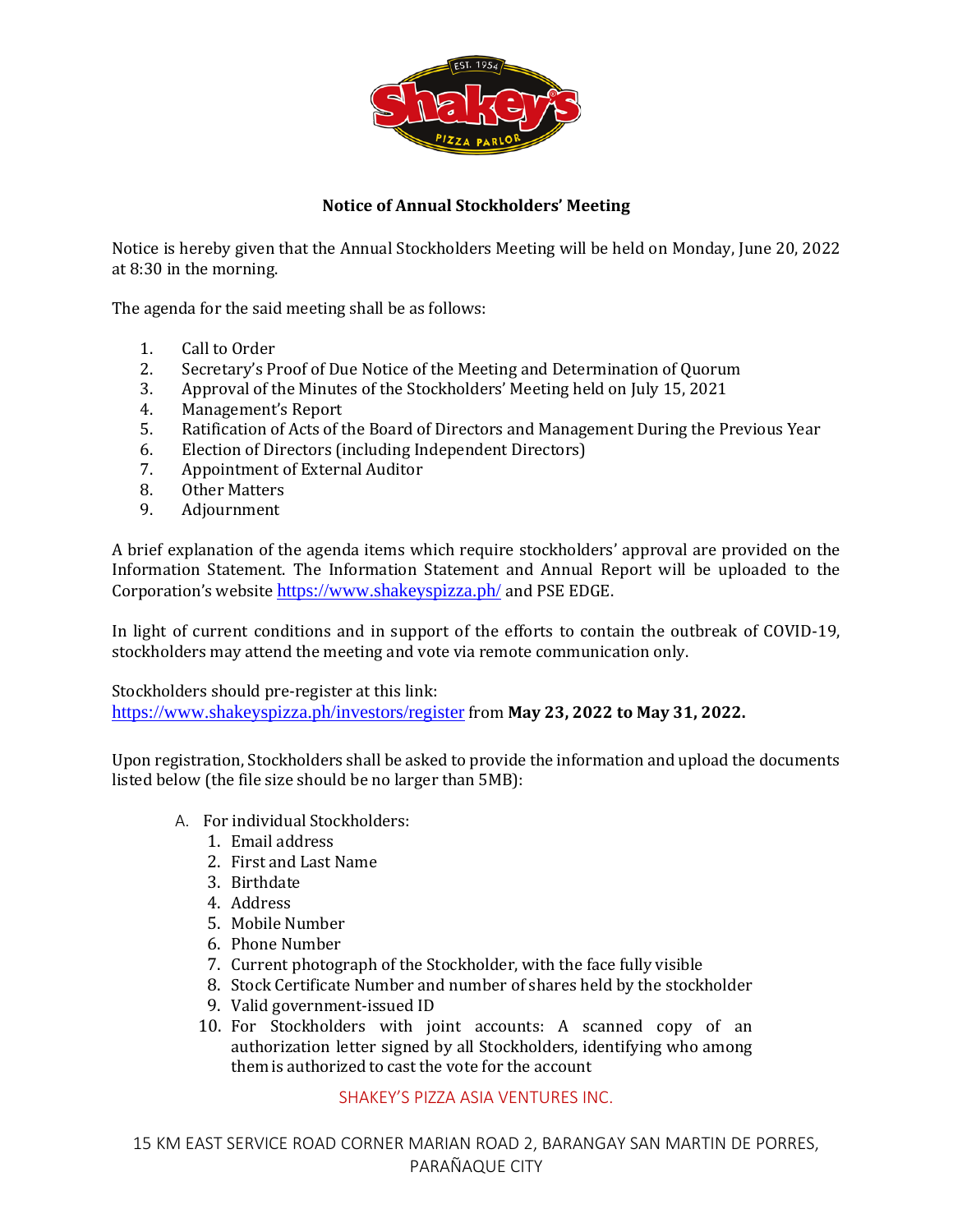## Notice of Annual Stockholders' Meeting

Notice is hereby given that the Annual Stockholders Meeting will be held on Monday, June 20, 2022 at 8:30 in the morning.

The agenda for the said meeting shall be as follows:

1. Call to Order
2. Secretary's Proof of Due Notice of the Meeting and Determination of Quorum
3. Approval of the Minutes of the Stockholders' Meeting held on July 15, 2021
4. Management's Report
5. Ratification of Acts of the Board of Directors and Management During the Previous Year
6. Election of Directors (including Independent Directors)
7. Appointment of External Auditor
8. Other Matters
9. Adjournment

A brief explanation of the agenda items which require stockholders' approval are provided on the Information Statement. The Information Statement and Annual Report will be uploaded to the Corporation's website https://www.shakeyspizza.ph/ and PSE EDGE.

In light of current conditions and in support of the efforts to contain the outbreak of COVID-19, stockholders may attend the meeting and vote via remote communication only.

Stockholders should pre-register at this link:
https://www.shakeyspizza.ph/investors/register from **May 23, 2022 to May 31, 2022.**

Upon registration, Stockholders shall be asked to provide the information and upload the documents listed below (the file size should be no larger than 5MB):

A. For individual Stockholders:
   1. Email address
   2. First and Last Name
   3. Birthdate
   4. Address
   5. Mobile Number
   6. Phone Number
   7. Current photograph of the Stockholder, with the face fully visible
   8. Stock Certificate Number and number of shares held by the stockholder
   9. Valid government-issued ID
   10. For Stockholders with joint accounts: A scanned copy of an authorization letter signed by all Stockholders, identifying who among them is authorized to cast the vote for the account

SHAKEY'S PIZZA ASIA VENTURES INC.

15 KM EAST SERVICE ROAD CORNER MARIAN ROAD 2, BARANGAY SAN MARTIN DE PORRES, PARAÑAQUE CITY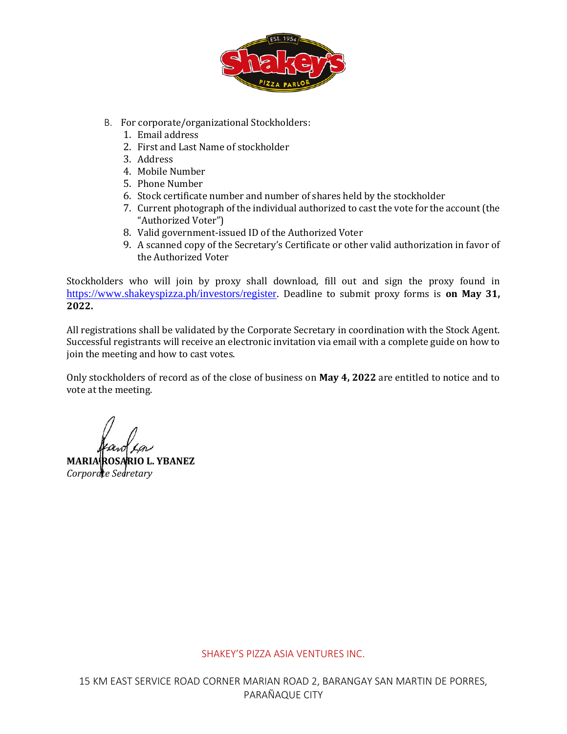B. For corporate/organizational Stockholders:

1. Email address
2. First and Last Name of stockholder
3. Address
4. Mobile Number
5. Phone Number
6. Stock certificate number and number of shares held by the stockholder
7. Current photograph of the individual authorized to cast the vote for the account (the "Authorized Voter")
8. Valid government-issued ID of the Authorized Voter
9. A scanned copy of the Secretary's Certificate or other valid authorization in favor of the Authorized Voter

Stockholders who will join by proxy shall download, fill out and sign the proxy found in https://www.shakeyspizza.ph/investors/register. Deadline to submit proxy forms is **on May 31, 2022.**

All registrations shall be validated by the Corporate Secretary in coordination with the Stock Agent. Successful registrants will receive an electronic invitation via email with a complete guide on how to join the meeting and how to cast votes.

Only stockholders of record as of the close of business on **May 4, 2022** are entitled to notice and to vote at the meeting.

**MARIA ROSARIO L. YBANEZ**
*Corporate Secretary*

SHAKEY'S PIZZA ASIA VENTURES INC.

15 KM EAST SERVICE ROAD CORNER MARIAN ROAD 2, BARANGAY SAN MARTIN DE PORRES, PARAÑAQUE CITY